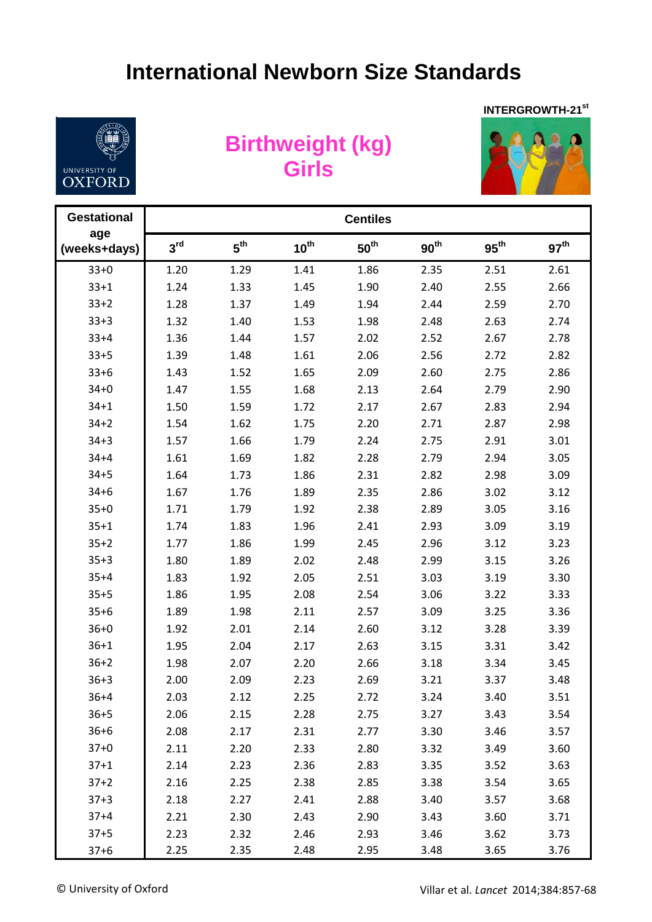# International Newborn Size Standards

INTERGROWTH-21st

UNIVERSITY OF OXFORD

## Birthweight (kg) Girls

| Gestational age (weeks+days) | Centiles | | | | | | |
|---|---|---|---|---|---|---|---|
| | 3rd | 5th | 10th | 50th | 90th | 95th | 97th |
| 33+0 | 1.20 | 1.29 | 1.41 | 1.86 | 2.35 | 2.51 | 2.61 |
| 33+1 | 1.24 | 1.33 | 1.45 | 1.90 | 2.40 | 2.55 | 2.66 |
| 33+2 | 1.28 | 1.37 | 1.49 | 1.94 | 2.44 | 2.59 | 2.70 |
| 33+3 | 1.32 | 1.40 | 1.53 | 1.98 | 2.48 | 2.63 | 2.74 |
| 33+4 | 1.36 | 1.44 | 1.57 | 2.02 | 2.52 | 2.67 | 2.78 |
| 33+5 | 1.39 | 1.48 | 1.61 | 2.06 | 2.56 | 2.72 | 2.82 |
| 33+6 | 1.43 | 1.52 | 1.65 | 2.09 | 2.60 | 2.75 | 2.86 |
| 34+0 | 1.47 | 1.55 | 1.68 | 2.13 | 2.64 | 2.79 | 2.90 |
| 34+1 | 1.50 | 1.59 | 1.72 | 2.17 | 2.67 | 2.83 | 2.94 |
| 34+2 | 1.54 | 1.62 | 1.75 | 2.20 | 2.71 | 2.87 | 2.98 |
| 34+3 | 1.57 | 1.66 | 1.79 | 2.24 | 2.75 | 2.91 | 3.01 |
| 34+4 | 1.61 | 1.69 | 1.82 | 2.28 | 2.79 | 2.94 | 3.05 |
| 34+5 | 1.64 | 1.73 | 1.86 | 2.31 | 2.82 | 2.98 | 3.09 |
| 34+6 | 1.67 | 1.76 | 1.89 | 2.35 | 2.86 | 3.02 | 3.12 |
| 35+0 | 1.71 | 1.79 | 1.92 | 2.38 | 2.89 | 3.05 | 3.16 |
| 35+1 | 1.74 | 1.83 | 1.96 | 2.41 | 2.93 | 3.09 | 3.19 |
| 35+2 | 1.77 | 1.86 | 1.99 | 2.45 | 2.96 | 3.12 | 3.23 |
| 35+3 | 1.80 | 1.89 | 2.02 | 2.48 | 2.99 | 3.15 | 3.26 |
| 35+4 | 1.83 | 1.92 | 2.05 | 2.51 | 3.03 | 3.19 | 3.30 |
| 35+5 | 1.86 | 1.95 | 2.08 | 2.54 | 3.06 | 3.22 | 3.33 |
| 35+6 | 1.89 | 1.98 | 2.11 | 2.57 | 3.09 | 3.25 | 3.36 |
| 36+0 | 1.92 | 2.01 | 2.14 | 2.60 | 3.12 | 3.28 | 3.39 |
| 36+1 | 1.95 | 2.04 | 2.17 | 2.63 | 3.15 | 3.31 | 3.42 |
| 36+2 | 1.98 | 2.07 | 2.20 | 2.66 | 3.18 | 3.34 | 3.45 |
| 36+3 | 2.00 | 2.09 | 2.23 | 2.69 | 3.21 | 3.37 | 3.48 |
| 36+4 | 2.03 | 2.12 | 2.25 | 2.72 | 3.24 | 3.40 | 3.51 |
| 36+5 | 2.06 | 2.15 | 2.28 | 2.75 | 3.27 | 3.43 | 3.54 |
| 36+6 | 2.08 | 2.17 | 2.31 | 2.77 | 3.30 | 3.46 | 3.57 |
| 37+0 | 2.11 | 2.20 | 2.33 | 2.80 | 3.32 | 3.49 | 3.60 |
| 37+1 | 2.14 | 2.23 | 2.36 | 2.83 | 3.35 | 3.52 | 3.63 |
| 37+2 | 2.16 | 2.25 | 2.38 | 2.85 | 3.38 | 3.54 | 3.65 |
| 37+3 | 2.18 | 2.27 | 2.41 | 2.88 | 3.40 | 3.57 | 3.68 |
| 37+4 | 2.21 | 2.30 | 2.43 | 2.90 | 3.43 | 3.60 | 3.71 |
| 37+5 | 2.23 | 2.32 | 2.46 | 2.93 | 3.46 | 3.62 | 3.73 |
| 37+6 | 2.25 | 2.35 | 2.48 | 2.95 | 3.48 | 3.65 | 3.76 |

© University of Oxford

Villar et al. *Lancet* 2014;384:857-68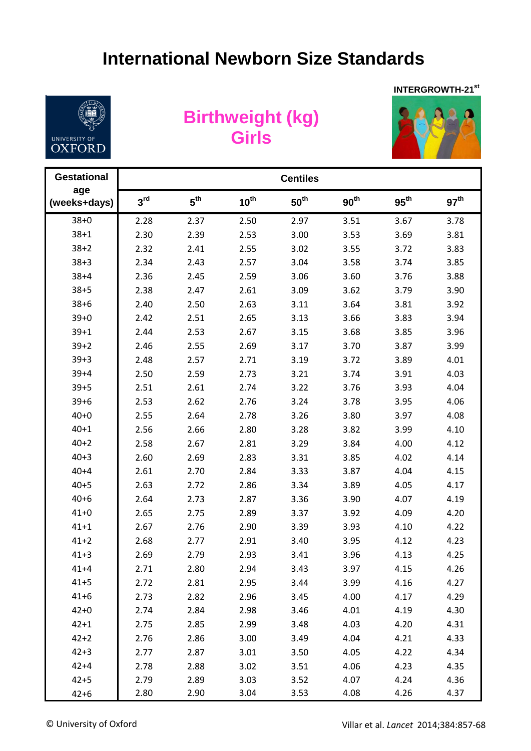# International Newborn Size Standards

INTERGROWTH-21st

UNIVERSITY OF OXFORD

## Birthweight (kg) Girls

| Gestational age (weeks+days) | Centiles | | | | | | |
|---|---|---|---|---|---|---|---|
| | 3rd | 5th | 10th | 50th | 90th | 95th | 97th |
| 38+0 | 2.28 | 2.37 | 2.50 | 2.97 | 3.51 | 3.67 | 3.78 |
| 38+1 | 2.30 | 2.39 | 2.53 | 3.00 | 3.53 | 3.69 | 3.81 |
| 38+2 | 2.32 | 2.41 | 2.55 | 3.02 | 3.55 | 3.72 | 3.83 |
| 38+3 | 2.34 | 2.43 | 2.57 | 3.04 | 3.58 | 3.74 | 3.85 |
| 38+4 | 2.36 | 2.45 | 2.59 | 3.06 | 3.60 | 3.76 | 3.88 |
| 38+5 | 2.38 | 2.47 | 2.61 | 3.09 | 3.62 | 3.79 | 3.90 |
| 38+6 | 2.40 | 2.50 | 2.63 | 3.11 | 3.64 | 3.81 | 3.92 |
| 39+0 | 2.42 | 2.51 | 2.65 | 3.13 | 3.66 | 3.83 | 3.94 |
| 39+1 | 2.44 | 2.53 | 2.67 | 3.15 | 3.68 | 3.85 | 3.96 |
| 39+2 | 2.46 | 2.55 | 2.69 | 3.17 | 3.70 | 3.87 | 3.99 |
| 39+3 | 2.48 | 2.57 | 2.71 | 3.19 | 3.72 | 3.89 | 4.01 |
| 39+4 | 2.50 | 2.59 | 2.73 | 3.21 | 3.74 | 3.91 | 4.03 |
| 39+5 | 2.51 | 2.61 | 2.74 | 3.22 | 3.76 | 3.93 | 4.04 |
| 39+6 | 2.53 | 2.62 | 2.76 | 3.24 | 3.78 | 3.95 | 4.06 |
| 40+0 | 2.55 | 2.64 | 2.78 | 3.26 | 3.80 | 3.97 | 4.08 |
| 40+1 | 2.56 | 2.66 | 2.80 | 3.28 | 3.82 | 3.99 | 4.10 |
| 40+2 | 2.58 | 2.67 | 2.81 | 3.29 | 3.84 | 4.00 | 4.12 |
| 40+3 | 2.60 | 2.69 | 2.83 | 3.31 | 3.85 | 4.02 | 4.14 |
| 40+4 | 2.61 | 2.70 | 2.84 | 3.33 | 3.87 | 4.04 | 4.15 |
| 40+5 | 2.63 | 2.72 | 2.86 | 3.34 | 3.89 | 4.05 | 4.17 |
| 40+6 | 2.64 | 2.73 | 2.87 | 3.36 | 3.90 | 4.07 | 4.19 |
| 41+0 | 2.65 | 2.75 | 2.89 | 3.37 | 3.92 | 4.09 | 4.20 |
| 41+1 | 2.67 | 2.76 | 2.90 | 3.39 | 3.93 | 4.10 | 4.22 |
| 41+2 | 2.68 | 2.77 | 2.91 | 3.40 | 3.95 | 4.12 | 4.23 |
| 41+3 | 2.69 | 2.79 | 2.93 | 3.41 | 3.96 | 4.13 | 4.25 |
| 41+4 | 2.71 | 2.80 | 2.94 | 3.43 | 3.97 | 4.15 | 4.26 |
| 41+5 | 2.72 | 2.81 | 2.95 | 3.44 | 3.99 | 4.16 | 4.27 |
| 41+6 | 2.73 | 2.82 | 2.96 | 3.45 | 4.00 | 4.17 | 4.29 |
| 42+0 | 2.74 | 2.84 | 2.98 | 3.46 | 4.01 | 4.19 | 4.30 |
| 42+1 | 2.75 | 2.85 | 2.99 | 3.48 | 4.03 | 4.20 | 4.31 |
| 42+2 | 2.76 | 2.86 | 3.00 | 3.49 | 4.04 | 4.21 | 4.33 |
| 42+3 | 2.77 | 2.87 | 3.01 | 3.50 | 4.05 | 4.22 | 4.34 |
| 42+4 | 2.78 | 2.88 | 3.02 | 3.51 | 4.06 | 4.23 | 4.35 |
| 42+5 | 2.79 | 2.89 | 3.03 | 3.52 | 4.07 | 4.24 | 4.36 |
| 42+6 | 2.80 | 2.90 | 3.04 | 3.53 | 4.08 | 4.26 | 4.37 |

© University of Oxford

Villar et al. *Lancet* 2014;384:857-68